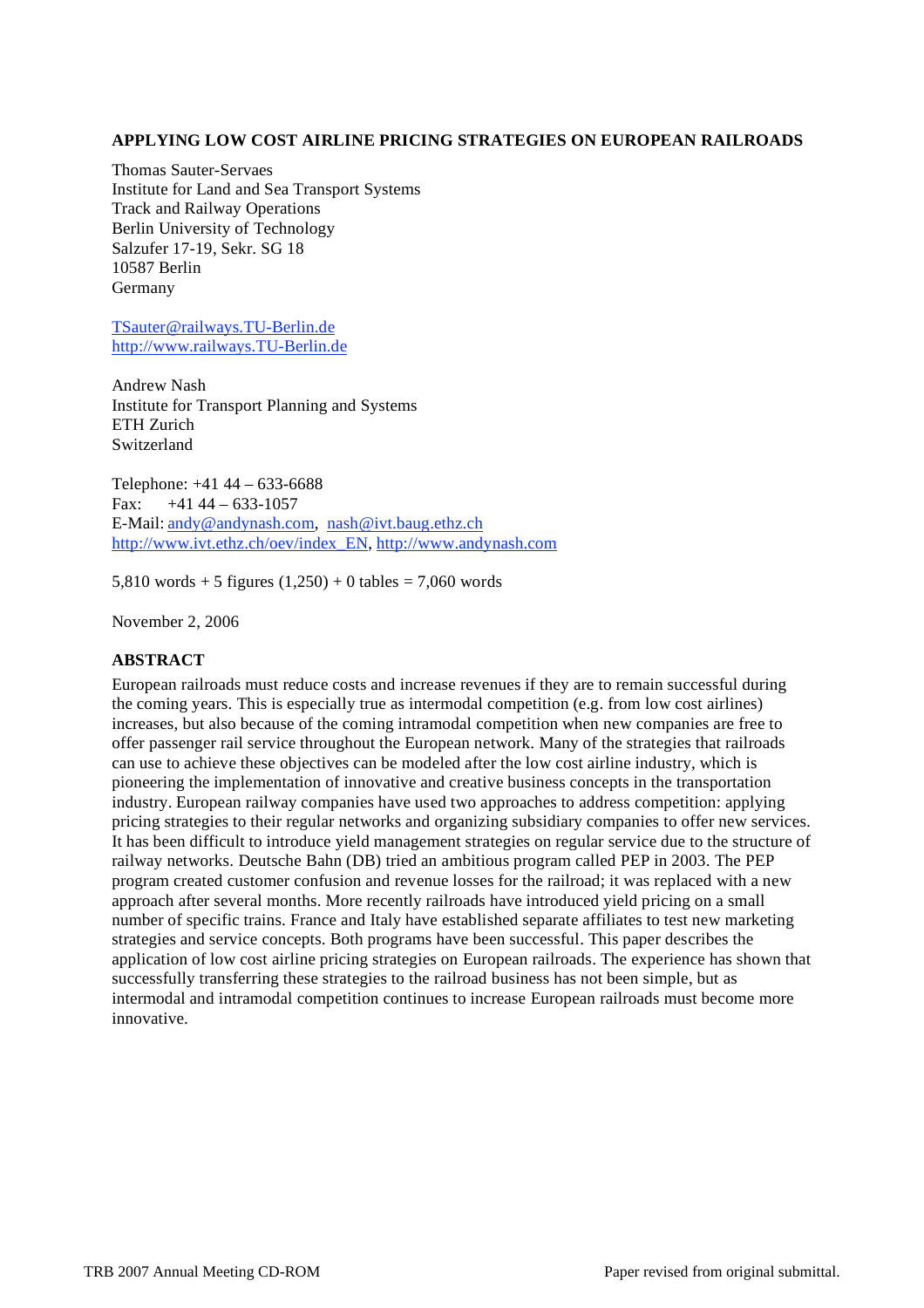# APPLYING LOW COST AIRLINE PRICING STRATEGIES ON EUROPEAN RAILROADS

Thomas Sauter-Servaes
Institute for Land and Sea Transport Systems
Track and Railway Operations
Berlin University of Technology
Salzufer 17-19, Sekr. SG 18
10587 Berlin
Germany

TSauter@railways.TU-Berlin.de
http://www.railways.TU-Berlin.de

Andrew Nash
Institute for Transport Planning and Systems
ETH Zurich
Switzerland

Telephone: +41 44 – 633-6688
Fax: +41 44 – 633-1057
E-Mail: andy@andynash.com, nash@ivt.baug.ethz.ch
http://www.ivt.ethz.ch/oev/index_EN, http://www.andynash.com

5,810 words + 5 figures (1,250) + 0 tables = 7,060 words

November 2, 2006

## ABSTRACT

European railroads must reduce costs and increase revenues if they are to remain successful during the coming years. This is especially true as intermodal competition (e.g. from low cost airlines) increases, but also because of the coming intramodal competition when new companies are free to offer passenger rail service throughout the European network. Many of the strategies that railroads can use to achieve these objectives can be modeled after the low cost airline industry, which is pioneering the implementation of innovative and creative business concepts in the transportation industry. European railway companies have used two approaches to address competition: applying pricing strategies to their regular networks and organizing subsidiary companies to offer new services. It has been difficult to introduce yield management strategies on regular service due to the structure of railway networks. Deutsche Bahn (DB) tried an ambitious program called PEP in 2003. The PEP program created customer confusion and revenue losses for the railroad; it was replaced with a new approach after several months. More recently railroads have introduced yield pricing on a small number of specific trains. France and Italy have established separate affiliates to test new marketing strategies and service concepts. Both programs have been successful. This paper describes the application of low cost airline pricing strategies on European railroads. The experience has shown that successfully transferring these strategies to the railroad business has not been simple, but as intermodal and intramodal competition continues to increase European railroads must become more innovative.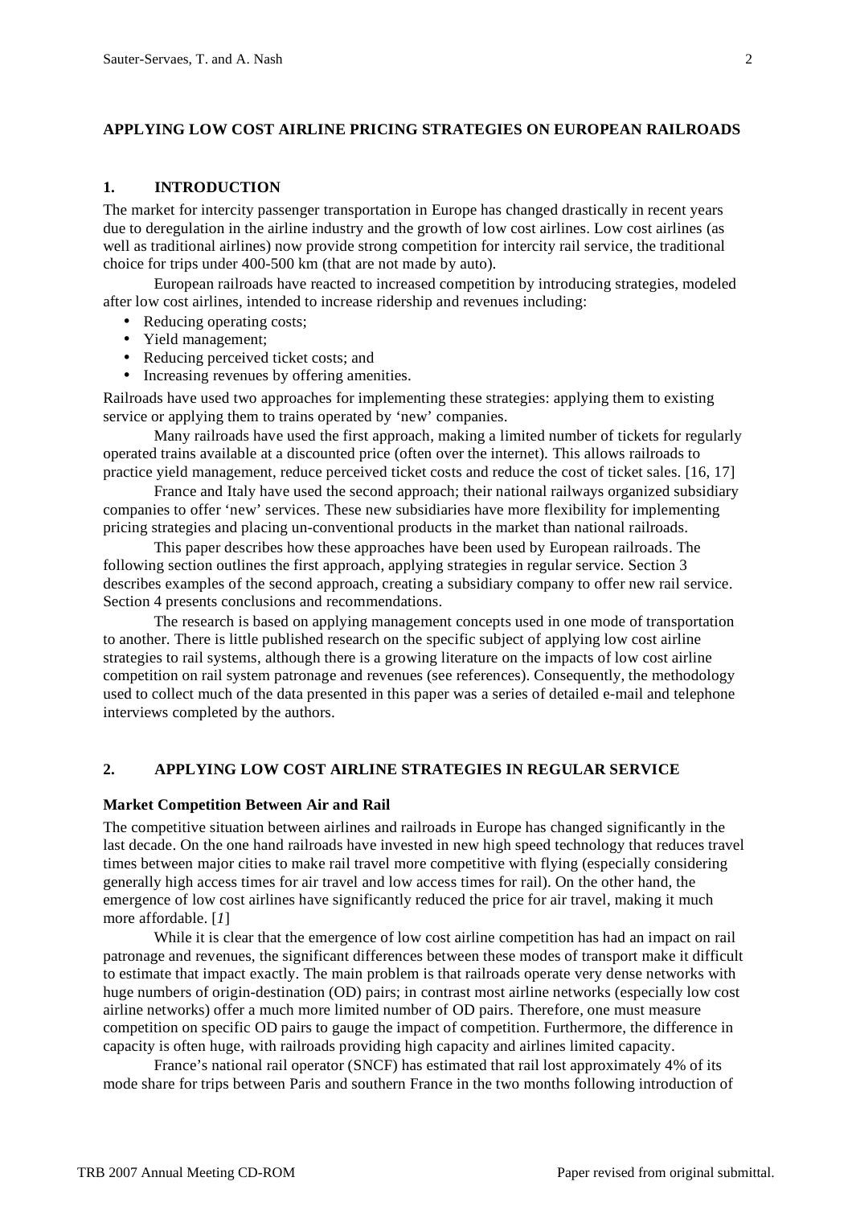# APPLYING LOW COST AIRLINE PRICING STRATEGIES ON EUROPEAN RAILROADS

## 1. INTRODUCTION

The market for intercity passenger transportation in Europe has changed drastically in recent years due to deregulation in the airline industry and the growth of low cost airlines. Low cost airlines (as well as traditional airlines) now provide strong competition for intercity rail service, the traditional choice for trips under 400-500 km (that are not made by auto).

European railroads have reacted to increased competition by introducing strategies, modeled after low cost airlines, intended to increase ridership and revenues including:

- Reducing operating costs;
- Yield management;
- Reducing perceived ticket costs; and
- Increasing revenues by offering amenities.

Railroads have used two approaches for implementing these strategies: applying them to existing service or applying them to trains operated by 'new' companies.

Many railroads have used the first approach, making a limited number of tickets for regularly operated trains available at a discounted price (often over the internet). This allows railroads to practice yield management, reduce perceived ticket costs and reduce the cost of ticket sales. [16, 17]

France and Italy have used the second approach; their national railways organized subsidiary companies to offer 'new' services. These new subsidiaries have more flexibility for implementing pricing strategies and placing un-conventional products in the market than national railroads.

This paper describes how these approaches have been used by European railroads. The following section outlines the first approach, applying strategies in regular service. Section 3 describes examples of the second approach, creating a subsidiary company to offer new rail service. Section 4 presents conclusions and recommendations.

The research is based on applying management concepts used in one mode of transportation to another. There is little published research on the specific subject of applying low cost airline strategies to rail systems, although there is a growing literature on the impacts of low cost airline competition on rail system patronage and revenues (see references). Consequently, the methodology used to collect much of the data presented in this paper was a series of detailed e-mail and telephone interviews completed by the authors.

## 2. APPLYING LOW COST AIRLINE STRATEGIES IN REGULAR SERVICE

### Market Competition Between Air and Rail

The competitive situation between airlines and railroads in Europe has changed significantly in the last decade. On the one hand railroads have invested in new high speed technology that reduces travel times between major cities to make rail travel more competitive with flying (especially considering generally high access times for air travel and low access times for rail). On the other hand, the emergence of low cost airlines have significantly reduced the price for air travel, making it much more affordable. [*1*]

While it is clear that the emergence of low cost airline competition has had an impact on rail patronage and revenues, the significant differences between these modes of transport make it difficult to estimate that impact exactly. The main problem is that railroads operate very dense networks with huge numbers of origin-destination (OD) pairs; in contrast most airline networks (especially low cost airline networks) offer a much more limited number of OD pairs. Therefore, one must measure competition on specific OD pairs to gauge the impact of competition. Furthermore, the difference in capacity is often huge, with railroads providing high capacity and airlines limited capacity.

France's national rail operator (SNCF) has estimated that rail lost approximately 4% of its mode share for trips between Paris and southern France in the two months following introduction of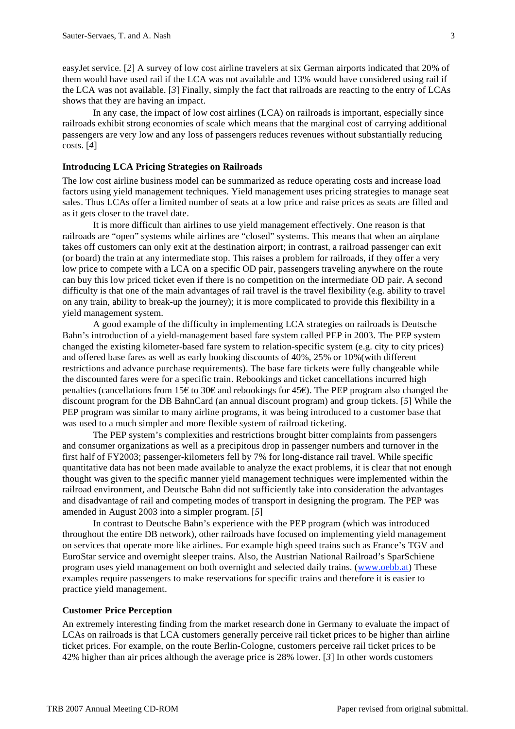easyJet service. [*2*] A survey of low cost airline travelers at six German airports indicated that 20% of them would have used rail if the LCA was not available and 13% would have considered using rail if the LCA was not available. [*3*] Finally, simply the fact that railroads are reacting to the entry of LCAs shows that they are having an impact.

In any case, the impact of low cost airlines (LCA) on railroads is important, especially since railroads exhibit strong economies of scale which means that the marginal cost of carrying additional passengers are very low and any loss of passengers reduces revenues without substantially reducing costs. [*4*]

**Introducing LCA Pricing Strategies on Railroads**

The low cost airline business model can be summarized as reduce operating costs and increase load factors using yield management techniques. Yield management uses pricing strategies to manage seat sales. Thus LCAs offer a limited number of seats at a low price and raise prices as seats are filled and as it gets closer to the travel date.

It is more difficult than airlines to use yield management effectively. One reason is that railroads are "open" systems while airlines are "closed" systems. This means that when an airplane takes off customers can only exit at the destination airport; in contrast, a railroad passenger can exit (or board) the train at any intermediate stop. This raises a problem for railroads, if they offer a very low price to compete with a LCA on a specific OD pair, passengers traveling anywhere on the route can buy this low priced ticket even if there is no competition on the intermediate OD pair. A second difficulty is that one of the main advantages of rail travel is the travel flexibility (e.g. ability to travel on any train, ability to break-up the journey); it is more complicated to provide this flexibility in a yield management system.

A good example of the difficulty in implementing LCA strategies on railroads is Deutsche Bahn's introduction of a yield-management based fare system called PEP in 2003. The PEP system changed the existing kilometer-based fare system to relation-specific system (e.g. city to city prices) and offered base fares as well as early booking discounts of 40%, 25% or 10%(with different restrictions and advance purchase requirements). The base fare tickets were fully changeable while the discounted fares were for a specific train. Rebookings and ticket cancellations incurred high penalties (cancellations from 15€ to 30€ and rebookings for 45€). The PEP program also changed the discount program for the DB BahnCard (an annual discount program) and group tickets. [*5*] While the PEP program was similar to many airline programs, it was being introduced to a customer base that was used to a much simpler and more flexible system of railroad ticketing.

The PEP system's complexities and restrictions brought bitter complaints from passengers and consumer organizations as well as a precipitous drop in passenger numbers and turnover in the first half of FY2003; passenger-kilometers fell by 7% for long-distance rail travel. While specific quantitative data has not been made available to analyze the exact problems, it is clear that not enough thought was given to the specific manner yield management techniques were implemented within the railroad environment, and Deutsche Bahn did not sufficiently take into consideration the advantages and disadvantage of rail and competing modes of transport in designing the program. The PEP was amended in August 2003 into a simpler program. [*5*]

In contrast to Deutsche Bahn's experience with the PEP program (which was introduced throughout the entire DB network), other railroads have focused on implementing yield management on services that operate more like airlines. For example high speed trains such as France's TGV and EuroStar service and overnight sleeper trains. Also, the Austrian National Railroad's SparSchiene program uses yield management on both overnight and selected daily trains. (www.oebb.at) These examples require passengers to make reservations for specific trains and therefore it is easier to practice yield management.

**Customer Price Perception**

An extremely interesting finding from the market research done in Germany to evaluate the impact of LCAs on railroads is that LCA customers generally perceive rail ticket prices to be higher than airline ticket prices. For example, on the route Berlin-Cologne, customers perceive rail ticket prices to be 42% higher than air prices although the average price is 28% lower. [*3*] In other words customers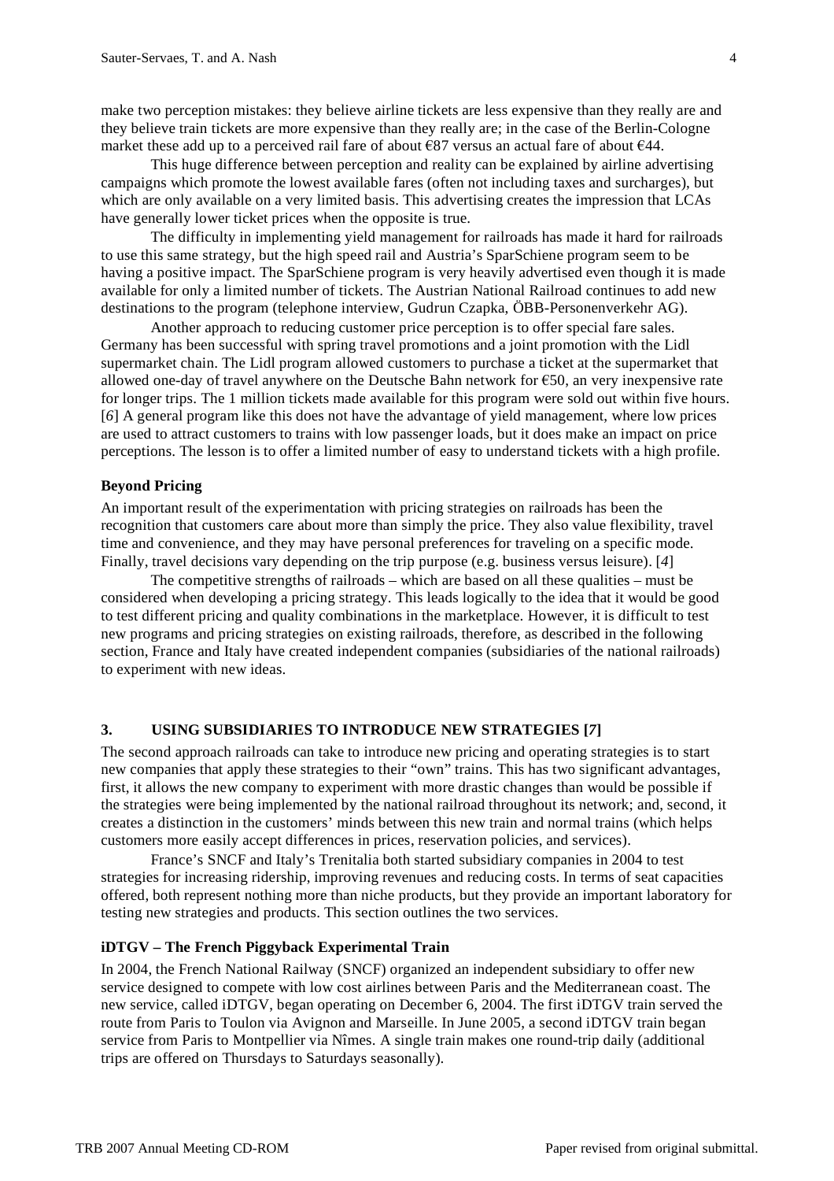make two perception mistakes: they believe airline tickets are less expensive than they really are and they believe train tickets are more expensive than they really are; in the case of the Berlin-Cologne market these add up to a perceived rail fare of about €87 versus an actual fare of about €44.

This huge difference between perception and reality can be explained by airline advertising campaigns which promote the lowest available fares (often not including taxes and surcharges), but which are only available on a very limited basis. This advertising creates the impression that LCAs have generally lower ticket prices when the opposite is true.

The difficulty in implementing yield management for railroads has made it hard for railroads to use this same strategy, but the high speed rail and Austria's SparSchiene program seem to be having a positive impact. The SparSchiene program is very heavily advertised even though it is made available for only a limited number of tickets. The Austrian National Railroad continues to add new destinations to the program (telephone interview, Gudrun Czapka, ÖBB-Personenverkehr AG).

Another approach to reducing customer price perception is to offer special fare sales. Germany has been successful with spring travel promotions and a joint promotion with the Lidl supermarket chain. The Lidl program allowed customers to purchase a ticket at the supermarket that allowed one-day of travel anywhere on the Deutsche Bahn network for €50, an very inexpensive rate for longer trips. The 1 million tickets made available for this program were sold out within five hours. [*6*] A general program like this does not have the advantage of yield management, where low prices are used to attract customers to trains with low passenger loads, but it does make an impact on price perceptions. The lesson is to offer a limited number of easy to understand tickets with a high profile.

### Beyond Pricing

An important result of the experimentation with pricing strategies on railroads has been the recognition that customers care about more than simply the price. They also value flexibility, travel time and convenience, and they may have personal preferences for traveling on a specific mode. Finally, travel decisions vary depending on the trip purpose (e.g. business versus leisure). [*4*]

The competitive strengths of railroads – which are based on all these qualities – must be considered when developing a pricing strategy. This leads logically to the idea that it would be good to test different pricing and quality combinations in the marketplace. However, it is difficult to test new programs and pricing strategies on existing railroads, therefore, as described in the following section, France and Italy have created independent companies (subsidiaries of the national railroads) to experiment with new ideas.

## 3. USING SUBSIDIARIES TO INTRODUCE NEW STRATEGIES [*7*]

The second approach railroads can take to introduce new pricing and operating strategies is to start new companies that apply these strategies to their "own" trains. This has two significant advantages, first, it allows the new company to experiment with more drastic changes than would be possible if the strategies were being implemented by the national railroad throughout its network; and, second, it creates a distinction in the customers' minds between this new train and normal trains (which helps customers more easily accept differences in prices, reservation policies, and services).

France's SNCF and Italy's Trenitalia both started subsidiary companies in 2004 to test strategies for increasing ridership, improving revenues and reducing costs. In terms of seat capacities offered, both represent nothing more than niche products, but they provide an important laboratory for testing new strategies and products. This section outlines the two services.

### iDTGV – The French Piggyback Experimental Train

In 2004, the French National Railway (SNCF) organized an independent subsidiary to offer new service designed to compete with low cost airlines between Paris and the Mediterranean coast. The new service, called iDTGV, began operating on December 6, 2004. The first iDTGV train served the route from Paris to Toulon via Avignon and Marseille. In June 2005, a second iDTGV train began service from Paris to Montpellier via Nîmes. A single train makes one round-trip daily (additional trips are offered on Thursdays to Saturdays seasonally).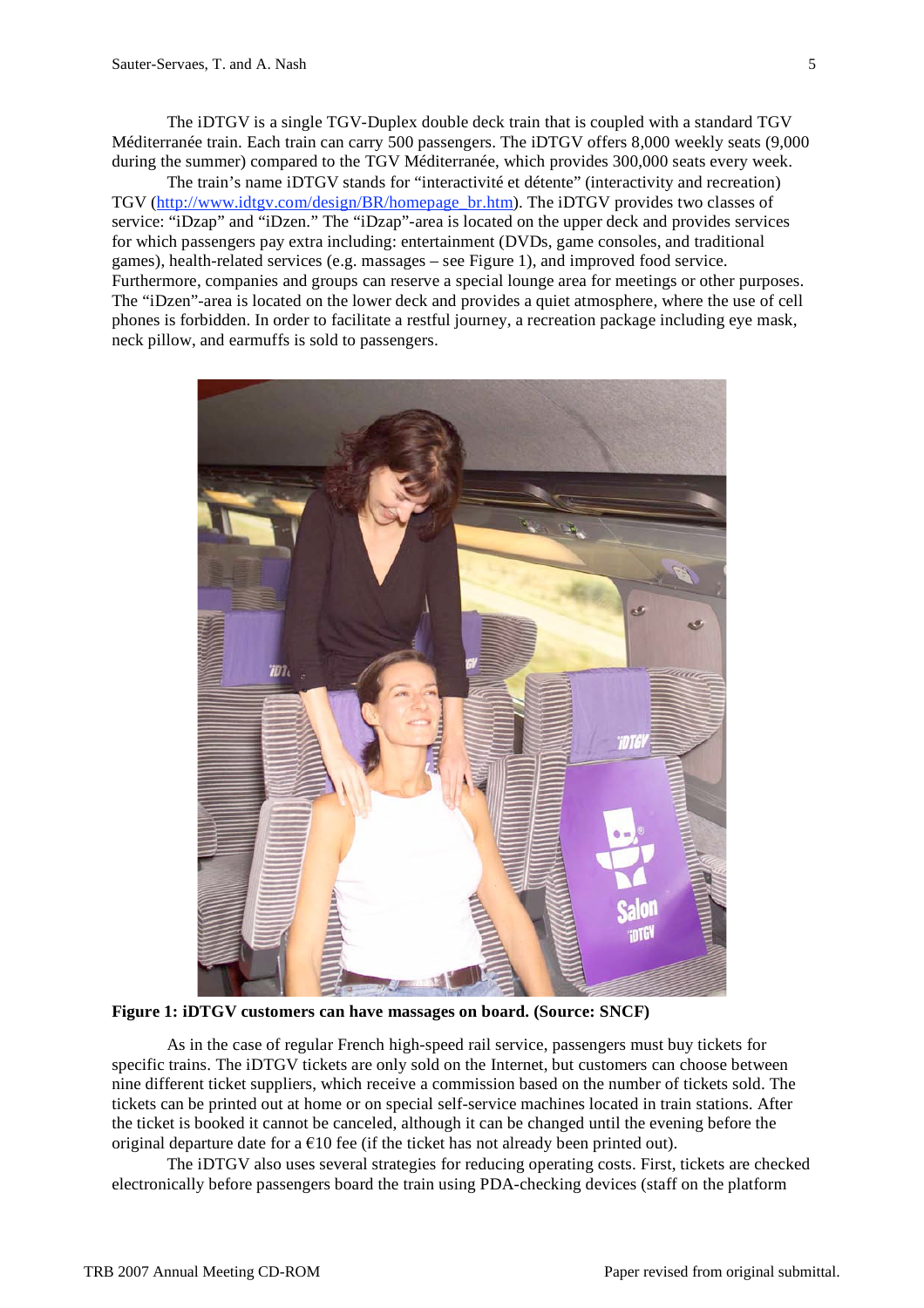The iDTGV is a single TGV-Duplex double deck train that is coupled with a standard TGV Méditerranée train. Each train can carry 500 passengers. The iDTGV offers 8,000 weekly seats (9,000 during the summer) compared to the TGV Méditerranée, which provides 300,000 seats every week.

The train's name iDTGV stands for "interactivité et détente" (interactivity and recreation) TGV (http://www.idtgv.com/design/BR/homepage_br.htm). The iDTGV provides two classes of service: "iDzap" and "iDzen." The "iDzap"-area is located on the upper deck and provides services for which passengers pay extra including: entertainment (DVDs, game consoles, and traditional games), health-related services (e.g. massages – see Figure 1), and improved food service. Furthermore, companies and groups can reserve a special lounge area for meetings or other purposes. The "iDzen"-area is located on the lower deck and provides a quiet atmosphere, where the use of cell phones is forbidden. In order to facilitate a restful journey, a recreation package including eye mask, neck pillow, and earmuffs is sold to passengers.

**Figure 1: iDTGV customers can have massages on board. (Source: SNCF)**

As in the case of regular French high-speed rail service, passengers must buy tickets for specific trains. The iDTGV tickets are only sold on the Internet, but customers can choose between nine different ticket suppliers, which receive a commission based on the number of tickets sold. The tickets can be printed out at home or on special self-service machines located in train stations. After the ticket is booked it cannot be canceled, although it can be changed until the evening before the original departure date for a €10 fee (if the ticket has not already been printed out).

The iDTGV also uses several strategies for reducing operating costs. First, tickets are checked electronically before passengers board the train using PDA-checking devices (staff on the platform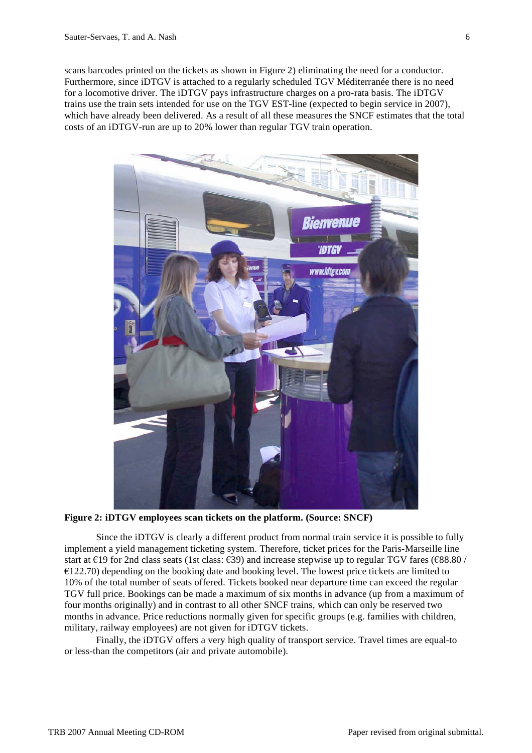scans barcodes printed on the tickets as shown in Figure 2) eliminating the need for a conductor. Furthermore, since iDTGV is attached to a regularly scheduled TGV Méditerranée there is no need for a locomotive driver. The iDTGV pays infrastructure charges on a pro-rata basis. The iDTGV trains use the train sets intended for use on the TGV EST-line (expected to begin service in 2007), which have already been delivered. As a result of all these measures the SNCF estimates that the total costs of an iDTGV-run are up to 20% lower than regular TGV train operation.

**Figure 2: iDTGV employees scan tickets on the platform. (Source: SNCF)**

Since the iDTGV is clearly a different product from normal train service it is possible to fully implement a yield management ticketing system. Therefore, ticket prices for the Paris-Marseille line start at €19 for 2nd class seats (1st class: €39) and increase stepwise up to regular TGV fares (€88.80 / €122.70) depending on the booking date and booking level. The lowest price tickets are limited to 10% of the total number of seats offered. Tickets booked near departure time can exceed the regular TGV full price. Bookings can be made a maximum of six months in advance (up from a maximum of four months originally) and in contrast to all other SNCF trains, which can only be reserved two months in advance. Price reductions normally given for specific groups (e.g. families with children, military, railway employees) are not given for iDTGV tickets.

Finally, the iDTGV offers a very high quality of transport service. Travel times are equal-to or less-than the competitors (air and private automobile).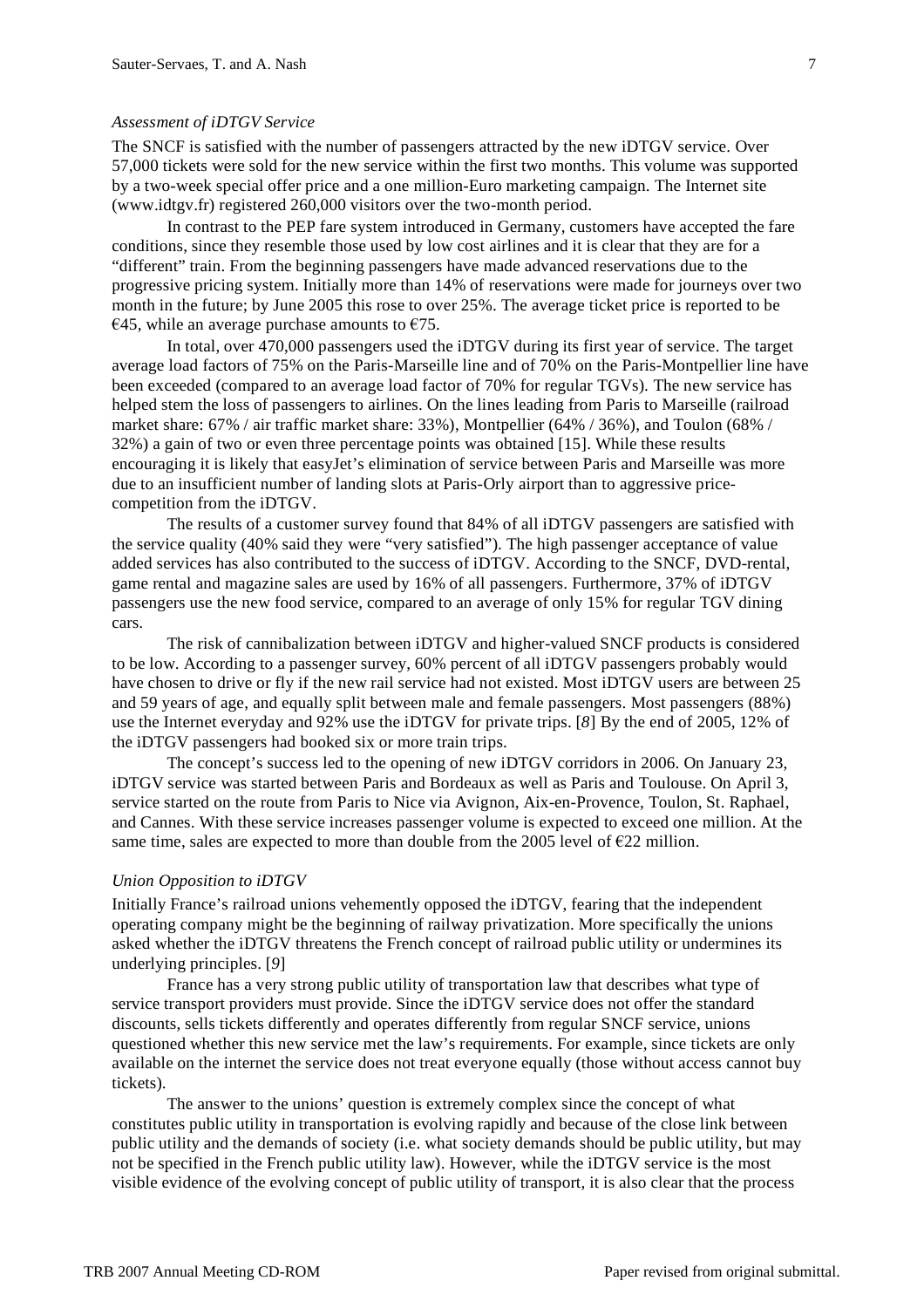### *Assessment of iDTGV Service*

The SNCF is satisfied with the number of passengers attracted by the new iDTGV service. Over 57,000 tickets were sold for the new service within the first two months. This volume was supported by a two-week special offer price and a one million-Euro marketing campaign. The Internet site (www.idtgv.fr) registered 260,000 visitors over the two-month period.

In contrast to the PEP fare system introduced in Germany, customers have accepted the fare conditions, since they resemble those used by low cost airlines and it is clear that they are for a "different" train. From the beginning passengers have made advanced reservations due to the progressive pricing system. Initially more than 14% of reservations were made for journeys over two month in the future; by June 2005 this rose to over 25%. The average ticket price is reported to be €45, while an average purchase amounts to €75.

In total, over 470,000 passengers used the iDTGV during its first year of service. The target average load factors of 75% on the Paris-Marseille line and of 70% on the Paris-Montpellier line have been exceeded (compared to an average load factor of 70% for regular TGVs). The new service has helped stem the loss of passengers to airlines. On the lines leading from Paris to Marseille (railroad market share: 67% / air traffic market share: 33%), Montpellier (64% / 36%), and Toulon (68% / 32%) a gain of two or even three percentage points was obtained [15]. While these results encouraging it is likely that easyJet's elimination of service between Paris and Marseille was more due to an insufficient number of landing slots at Paris-Orly airport than to aggressive price-competition from the iDTGV.

The results of a customer survey found that 84% of all iDTGV passengers are satisfied with the service quality (40% said they were "very satisfied"). The high passenger acceptance of value added services has also contributed to the success of iDTGV. According to the SNCF, DVD-rental, game rental and magazine sales are used by 16% of all passengers. Furthermore, 37% of iDTGV passengers use the new food service, compared to an average of only 15% for regular TGV dining cars.

The risk of cannibalization between iDTGV and higher-valued SNCF products is considered to be low. According to a passenger survey, 60% percent of all iDTGV passengers probably would have chosen to drive or fly if the new rail service had not existed. Most iDTGV users are between 25 and 59 years of age, and equally split between male and female passengers. Most passengers (88%) use the Internet everyday and 92% use the iDTGV for private trips. [*8*] By the end of 2005, 12% of the iDTGV passengers had booked six or more train trips.

The concept's success led to the opening of new iDTGV corridors in 2006. On January 23, iDTGV service was started between Paris and Bordeaux as well as Paris and Toulouse. On April 3, service started on the route from Paris to Nice via Avignon, Aix-en-Provence, Toulon, St. Raphael, and Cannes. With these service increases passenger volume is expected to exceed one million. At the same time, sales are expected to more than double from the 2005 level of €22 million.

### *Union Opposition to iDTGV*

Initially France's railroad unions vehemently opposed the iDTGV, fearing that the independent operating company might be the beginning of railway privatization. More specifically the unions asked whether the iDTGV threatens the French concept of railroad public utility or undermines its underlying principles. [*9*]

France has a very strong public utility of transportation law that describes what type of service transport providers must provide. Since the iDTGV service does not offer the standard discounts, sells tickets differently and operates differently from regular SNCF service, unions questioned whether this new service met the law's requirements. For example, since tickets are only available on the internet the service does not treat everyone equally (those without access cannot buy tickets).

The answer to the unions' question is extremely complex since the concept of what constitutes public utility in transportation is evolving rapidly and because of the close link between public utility and the demands of society (i.e. what society demands should be public utility, but may not be specified in the French public utility law). However, while the iDTGV service is the most visible evidence of the evolving concept of public utility of transport, it is also clear that the process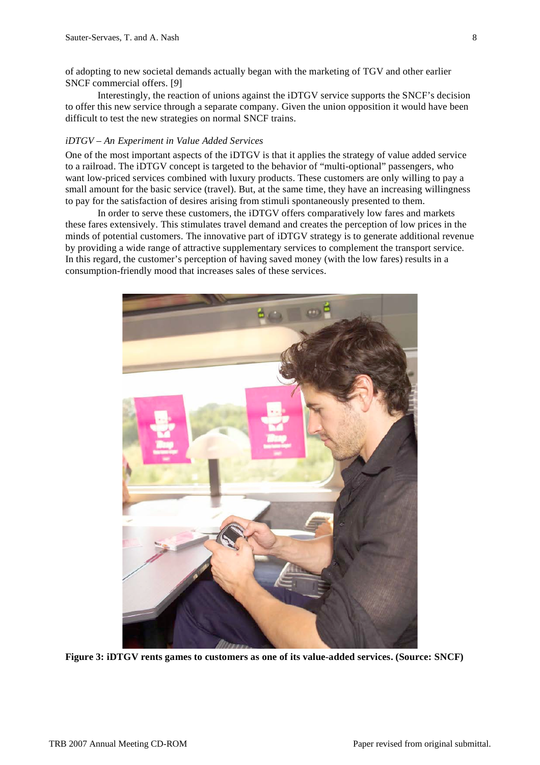of adopting to new societal demands actually began with the marketing of TGV and other earlier SNCF commercial offers. [*9*]

Interestingly, the reaction of unions against the iDTGV service supports the SNCF's decision to offer this new service through a separate company. Given the union opposition it would have been difficult to test the new strategies on normal SNCF trains.

*iDTGV – An Experiment in Value Added Services*

One of the most important aspects of the iDTGV is that it applies the strategy of value added service to a railroad. The iDTGV concept is targeted to the behavior of "multi-optional" passengers, who want low-priced services combined with luxury products. These customers are only willing to pay a small amount for the basic service (travel). But, at the same time, they have an increasing willingness to pay for the satisfaction of desires arising from stimuli spontaneously presented to them.

In order to serve these customers, the iDTGV offers comparatively low fares and markets these fares extensively. This stimulates travel demand and creates the perception of low prices in the minds of potential customers. The innovative part of iDTGV strategy is to generate additional revenue by providing a wide range of attractive supplementary services to complement the transport service. In this regard, the customer's perception of having saved money (with the low fares) results in a consumption-friendly mood that increases sales of these services.

**Figure 3: iDTGV rents games to customers as one of its value-added services. (Source: SNCF)**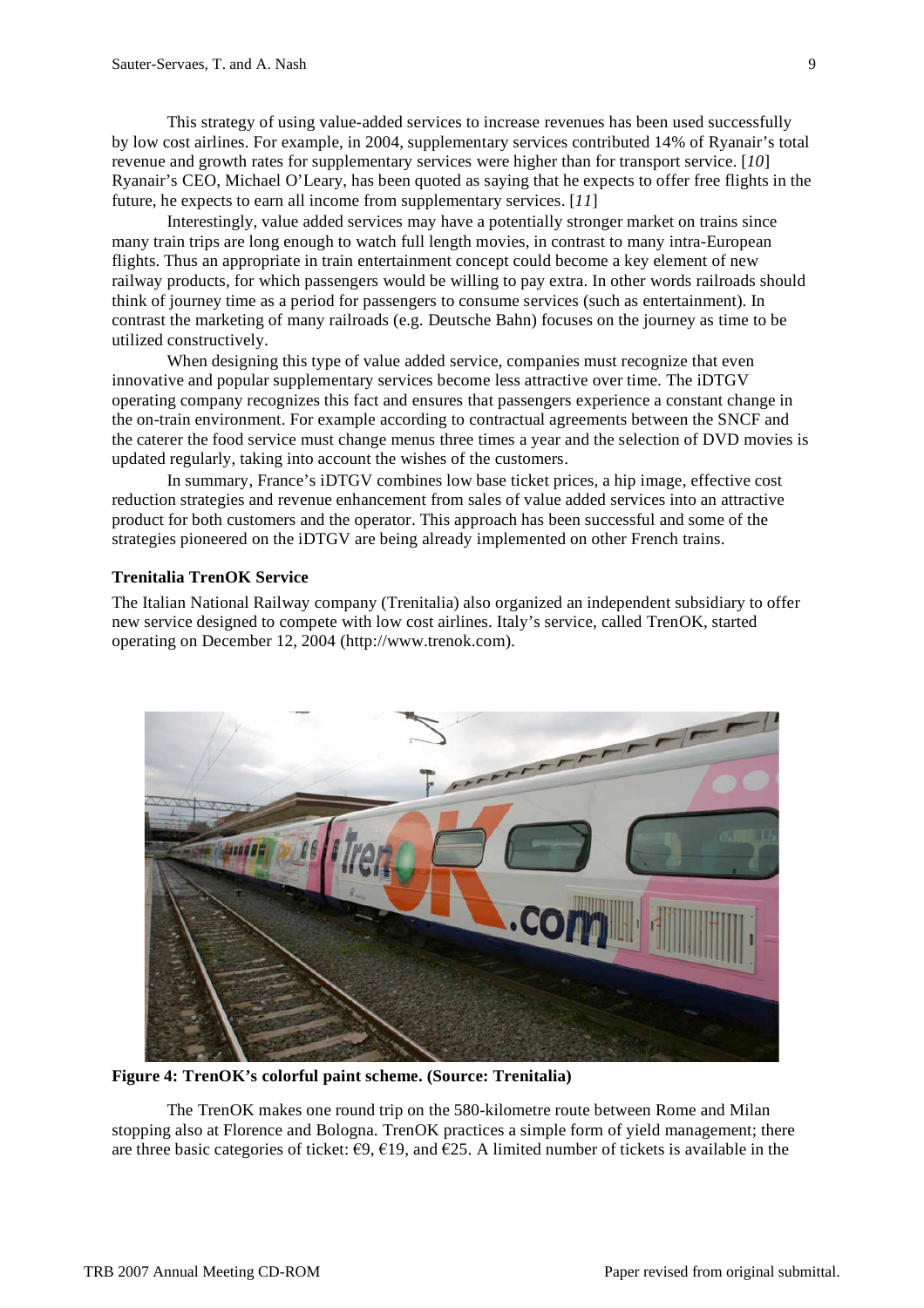This strategy of using value-added services to increase revenues has been used successfully by low cost airlines. For example, in 2004, supplementary services contributed 14% of Ryanair's total revenue and growth rates for supplementary services were higher than for transport service. [*10*] Ryanair's CEO, Michael O'Leary, has been quoted as saying that he expects to offer free flights in the future, he expects to earn all income from supplementary services. [*11*]

Interestingly, value added services may have a potentially stronger market on trains since many train trips are long enough to watch full length movies, in contrast to many intra-European flights. Thus an appropriate in train entertainment concept could become a key element of new railway products, for which passengers would be willing to pay extra. In other words railroads should think of journey time as a period for passengers to consume services (such as entertainment). In contrast the marketing of many railroads (e.g. Deutsche Bahn) focuses on the journey as time to be utilized constructively.

When designing this type of value added service, companies must recognize that even innovative and popular supplementary services become less attractive over time. The iDTGV operating company recognizes this fact and ensures that passengers experience a constant change in the on-train environment. For example according to contractual agreements between the SNCF and the caterer the food service must change menus three times a year and the selection of DVD movies is updated regularly, taking into account the wishes of the customers.

In summary, France's iDTGV combines low base ticket prices, a hip image, effective cost reduction strategies and revenue enhancement from sales of value added services into an attractive product for both customers and the operator. This approach has been successful and some of the strategies pioneered on the iDTGV are being already implemented on other French trains.

**Trenitalia TrenOK Service**

The Italian National Railway company (Trenitalia) also organized an independent subsidiary to offer new service designed to compete with low cost airlines. Italy's service, called TrenOK, started operating on December 12, 2004 (http://www.trenok.com).

**Figure 4: TrenOK's colorful paint scheme. (Source: Trenitalia)**

The TrenOK makes one round trip on the 580-kilometre route between Rome and Milan stopping also at Florence and Bologna. TrenOK practices a simple form of yield management; there are three basic categories of ticket: €9, €19, and €25. A limited number of tickets is available in the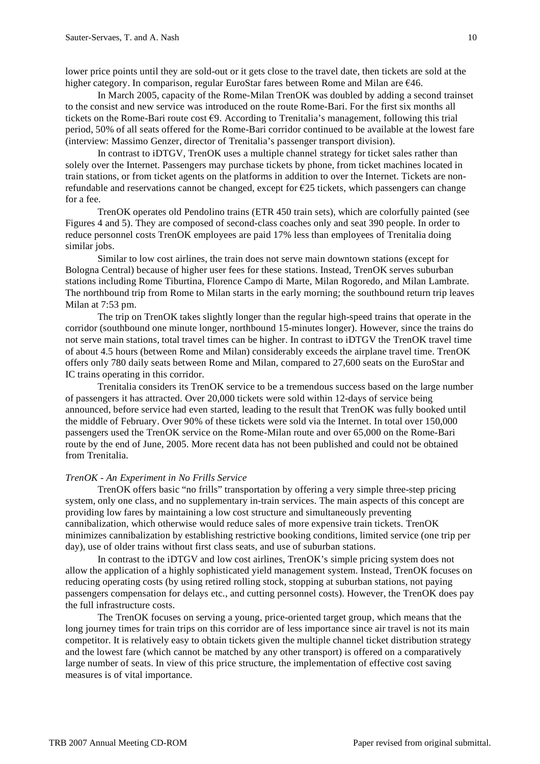lower price points until they are sold-out or it gets close to the travel date, then tickets are sold at the higher category. In comparison, regular EuroStar fares between Rome and Milan are €46.

In March 2005, capacity of the Rome-Milan TrenOK was doubled by adding a second trainset to the consist and new service was introduced on the route Rome-Bari. For the first six months all tickets on the Rome-Bari route cost €9. According to Trenitalia's management, following this trial period, 50% of all seats offered for the Rome-Bari corridor continued to be available at the lowest fare (interview: Massimo Genzer, director of Trenitalia's passenger transport division).

In contrast to iDTGV, TrenOK uses a multiple channel strategy for ticket sales rather than solely over the Internet. Passengers may purchase tickets by phone, from ticket machines located in train stations, or from ticket agents on the platforms in addition to over the Internet. Tickets are non-refundable and reservations cannot be changed, except for €25 tickets, which passengers can change for a fee.

TrenOK operates old Pendolino trains (ETR 450 train sets), which are colorfully painted (see Figures 4 and 5). They are composed of second-class coaches only and seat 390 people. In order to reduce personnel costs TrenOK employees are paid 17% less than employees of Trenitalia doing similar jobs.

Similar to low cost airlines, the train does not serve main downtown stations (except for Bologna Central) because of higher user fees for these stations. Instead, TrenOK serves suburban stations including Rome Tiburtina, Florence Campo di Marte, Milan Rogoredo, and Milan Lambrate. The northbound trip from Rome to Milan starts in the early morning; the southbound return trip leaves Milan at 7:53 pm.

The trip on TrenOK takes slightly longer than the regular high-speed trains that operate in the corridor (southbound one minute longer, northbound 15-minutes longer). However, since the trains do not serve main stations, total travel times can be higher. In contrast to iDTGV the TrenOK travel time of about 4.5 hours (between Rome and Milan) considerably exceeds the airplane travel time. TrenOK offers only 780 daily seats between Rome and Milan, compared to 27,600 seats on the EuroStar and IC trains operating in this corridor.

Trenitalia considers its TrenOK service to be a tremendous success based on the large number of passengers it has attracted. Over 20,000 tickets were sold within 12-days of service being announced, before service had even started, leading to the result that TrenOK was fully booked until the middle of February. Over 90% of these tickets were sold via the Internet. In total over 150,000 passengers used the TrenOK service on the Rome-Milan route and over 65,000 on the Rome-Bari route by the end of June, 2005. More recent data has not been published and could not be obtained from Trenitalia.

*TrenOK - An Experiment in No Frills Service*

TrenOK offers basic "no frills" transportation by offering a very simple three-step pricing system, only one class, and no supplementary in-train services. The main aspects of this concept are providing low fares by maintaining a low cost structure and simultaneously preventing cannibalization, which otherwise would reduce sales of more expensive train tickets. TrenOK minimizes cannibalization by establishing restrictive booking conditions, limited service (one trip per day), use of older trains without first class seats, and use of suburban stations.

In contrast to the iDTGV and low cost airlines, TrenOK's simple pricing system does not allow the application of a highly sophisticated yield management system. Instead, TrenOK focuses on reducing operating costs (by using retired rolling stock, stopping at suburban stations, not paying passengers compensation for delays etc., and cutting personnel costs). However, the TrenOK does pay the full infrastructure costs.

The TrenOK focuses on serving a young, price-oriented target group, which means that the long journey times for train trips on this corridor are of less importance since air travel is not its main competitor. It is relatively easy to obtain tickets given the multiple channel ticket distribution strategy and the lowest fare (which cannot be matched by any other transport) is offered on a comparatively large number of seats. In view of this price structure, the implementation of effective cost saving measures is of vital importance.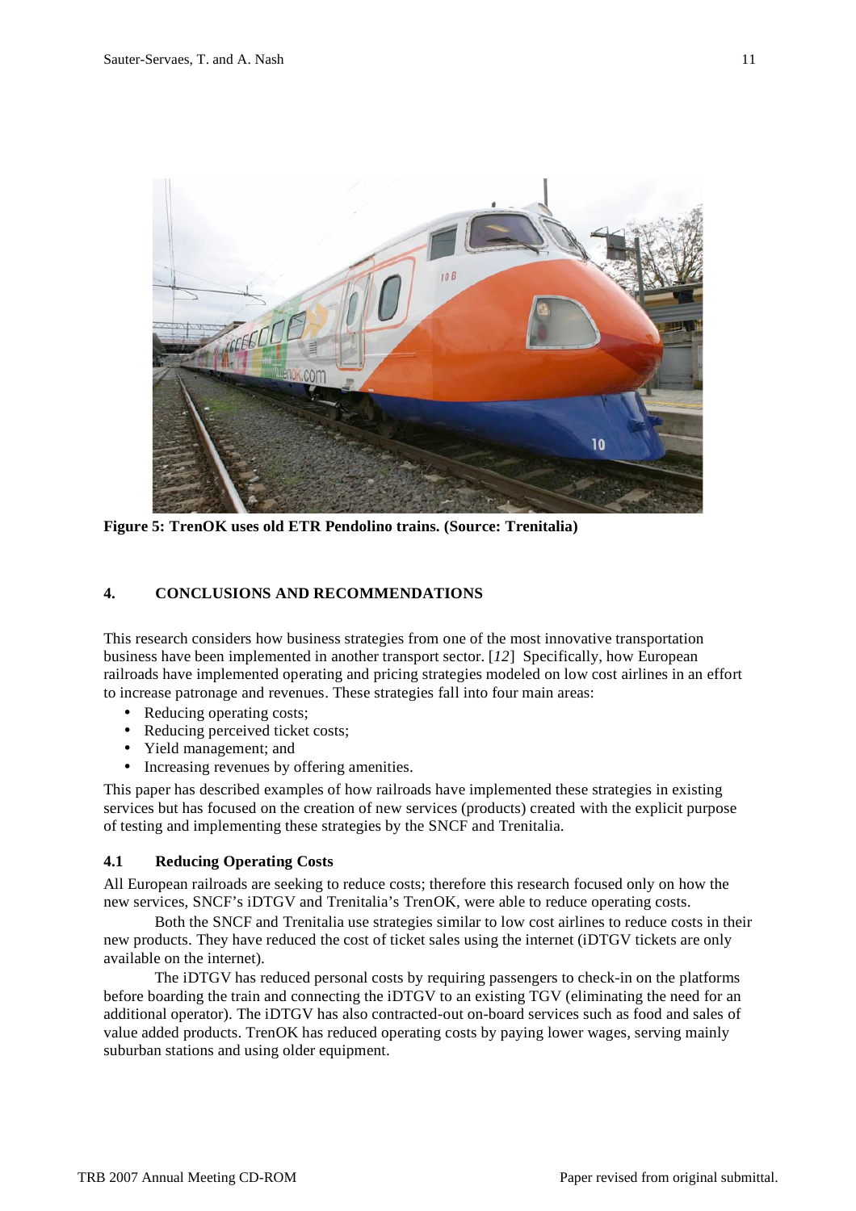**Figure 5: TrenOK uses old ETR Pendolino trains. (Source: Trenitalia)**

## 4. CONCLUSIONS AND RECOMMENDATIONS

This research considers how business strategies from one of the most innovative transportation business have been implemented in another transport sector. [*12*] Specifically, how European railroads have implemented operating and pricing strategies modeled on low cost airlines in an effort to increase patronage and revenues. These strategies fall into four main areas:

- Reducing operating costs;
- Reducing perceived ticket costs;
- Yield management; and
- Increasing revenues by offering amenities.

This paper has described examples of how railroads have implemented these strategies in existing services but has focused on the creation of new services (products) created with the explicit purpose of testing and implementing these strategies by the SNCF and Trenitalia.

### 4.1 Reducing Operating Costs

All European railroads are seeking to reduce costs; therefore this research focused only on how the new services, SNCF's iDTGV and Trenitalia's TrenOK, were able to reduce operating costs.

Both the SNCF and Trenitalia use strategies similar to low cost airlines to reduce costs in their new products. They have reduced the cost of ticket sales using the internet (iDTGV tickets are only available on the internet).

The iDTGV has reduced personal costs by requiring passengers to check-in on the platforms before boarding the train and connecting the iDTGV to an existing TGV (eliminating the need for an additional operator). The iDTGV has also contracted-out on-board services such as food and sales of value added products. TrenOK has reduced operating costs by paying lower wages, serving mainly suburban stations and using older equipment.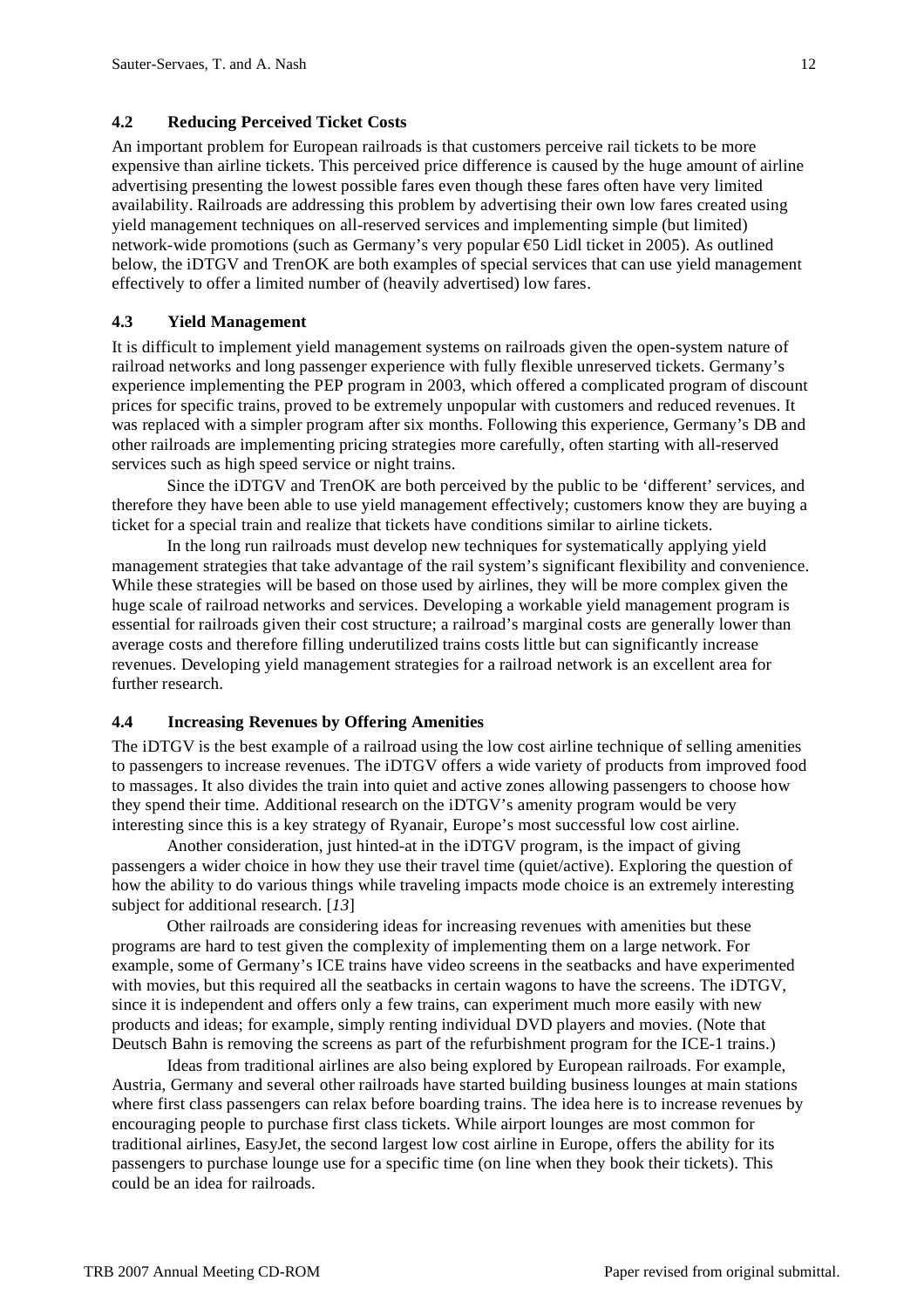### 4.2 Reducing Perceived Ticket Costs

An important problem for European railroads is that customers perceive rail tickets to be more expensive than airline tickets. This perceived price difference is caused by the huge amount of airline advertising presenting the lowest possible fares even though these fares often have very limited availability. Railroads are addressing this problem by advertising their own low fares created using yield management techniques on all-reserved services and implementing simple (but limited) network-wide promotions (such as Germany's very popular €50 Lidl ticket in 2005). As outlined below, the iDTGV and TrenOK are both examples of special services that can use yield management effectively to offer a limited number of (heavily advertised) low fares.

### 4.3 Yield Management

It is difficult to implement yield management systems on railroads given the open-system nature of railroad networks and long passenger experience with fully flexible unreserved tickets. Germany's experience implementing the PEP program in 2003, which offered a complicated program of discount prices for specific trains, proved to be extremely unpopular with customers and reduced revenues. It was replaced with a simpler program after six months. Following this experience, Germany's DB and other railroads are implementing pricing strategies more carefully, often starting with all-reserved services such as high speed service or night trains.

Since the iDTGV and TrenOK are both perceived by the public to be 'different' services, and therefore they have been able to use yield management effectively; customers know they are buying a ticket for a special train and realize that tickets have conditions similar to airline tickets.

In the long run railroads must develop new techniques for systematically applying yield management strategies that take advantage of the rail system's significant flexibility and convenience. While these strategies will be based on those used by airlines, they will be more complex given the huge scale of railroad networks and services. Developing a workable yield management program is essential for railroads given their cost structure; a railroad's marginal costs are generally lower than average costs and therefore filling underutilized trains costs little but can significantly increase revenues. Developing yield management strategies for a railroad network is an excellent area for further research.

### 4.4 Increasing Revenues by Offering Amenities

The iDTGV is the best example of a railroad using the low cost airline technique of selling amenities to passengers to increase revenues. The iDTGV offers a wide variety of products from improved food to massages. It also divides the train into quiet and active zones allowing passengers to choose how they spend their time. Additional research on the iDTGV's amenity program would be very interesting since this is a key strategy of Ryanair, Europe's most successful low cost airline.

Another consideration, just hinted-at in the iDTGV program, is the impact of giving passengers a wider choice in how they use their travel time (quiet/active). Exploring the question of how the ability to do various things while traveling impacts mode choice is an extremely interesting subject for additional research. [*13*]

Other railroads are considering ideas for increasing revenues with amenities but these programs are hard to test given the complexity of implementing them on a large network. For example, some of Germany's ICE trains have video screens in the seatbacks and have experimented with movies, but this required all the seatbacks in certain wagons to have the screens. The iDTGV, since it is independent and offers only a few trains, can experiment much more easily with new products and ideas; for example, simply renting individual DVD players and movies. (Note that Deutsch Bahn is removing the screens as part of the refurbishment program for the ICE-1 trains.)

Ideas from traditional airlines are also being explored by European railroads. For example, Austria, Germany and several other railroads have started building business lounges at main stations where first class passengers can relax before boarding trains. The idea here is to increase revenues by encouraging people to purchase first class tickets. While airport lounges are most common for traditional airlines, EasyJet, the second largest low cost airline in Europe, offers the ability for its passengers to purchase lounge use for a specific time (on line when they book their tickets). This could be an idea for railroads.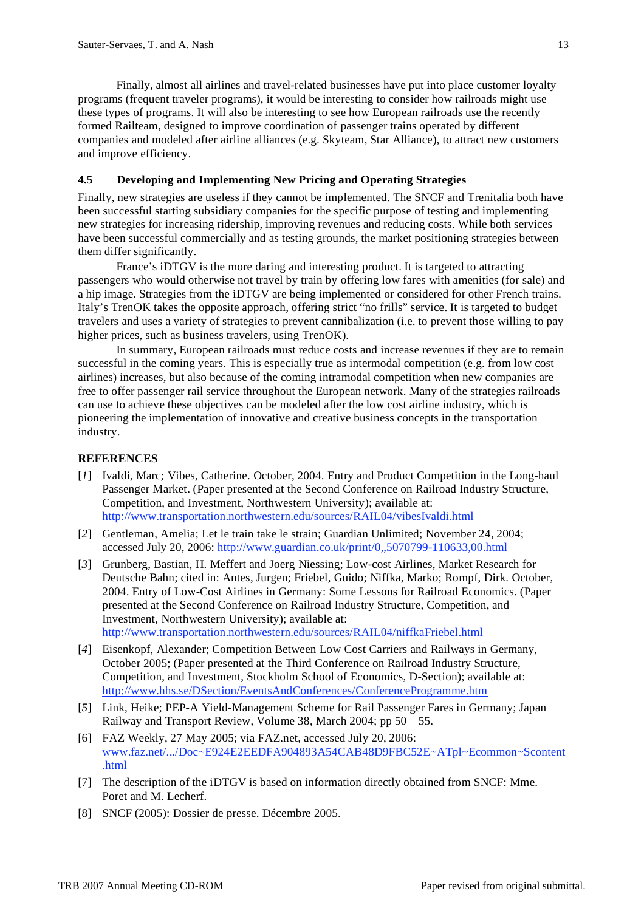Finally, almost all airlines and travel-related businesses have put into place customer loyalty programs (frequent traveler programs), it would be interesting to consider how railroads might use these types of programs. It will also be interesting to see how European railroads use the recently formed Railteam, designed to improve coordination of passenger trains operated by different companies and modeled after airline alliances (e.g. Skyteam, Star Alliance), to attract new customers and improve efficiency.

### 4.5 Developing and Implementing New Pricing and Operating Strategies

Finally, new strategies are useless if they cannot be implemented. The SNCF and Trenitalia both have been successful starting subsidiary companies for the specific purpose of testing and implementing new strategies for increasing ridership, improving revenues and reducing costs. While both services have been successful commercially and as testing grounds, the market positioning strategies between them differ significantly.

France's iDTGV is the more daring and interesting product. It is targeted to attracting passengers who would otherwise not travel by train by offering low fares with amenities (for sale) and a hip image. Strategies from the iDTGV are being implemented or considered for other French trains. Italy's TrenOK takes the opposite approach, offering strict "no frills" service. It is targeted to budget travelers and uses a variety of strategies to prevent cannibalization (i.e. to prevent those willing to pay higher prices, such as business travelers, using TrenOK).

In summary, European railroads must reduce costs and increase revenues if they are to remain successful in the coming years. This is especially true as intermodal competition (e.g. from low cost airlines) increases, but also because of the coming intramodal competition when new companies are free to offer passenger rail service throughout the European network. Many of the strategies railroads can use to achieve these objectives can be modeled after the low cost airline industry, which is pioneering the implementation of innovative and creative business concepts in the transportation industry.

## REFERENCES

[*1*] Ivaldi, Marc; Vibes, Catherine. October, 2004. Entry and Product Competition in the Long-haul Passenger Market. (Paper presented at the Second Conference on Railroad Industry Structure, Competition, and Investment, Northwestern University); available at: http://www.transportation.northwestern.edu/sources/RAIL04/vibesIvaldi.html

[*2*] Gentleman, Amelia; Let le train take le strain; Guardian Unlimited; November 24, 2004; accessed July 20, 2006: http://www.guardian.co.uk/print/0,,5070799-110633,00.html

[*3*] Grunberg, Bastian, H. Meffert and Joerg Niessing; Low-cost Airlines, Market Research for Deutsche Bahn; cited in: Antes, Jurgen; Friebel, Guido; Niffka, Marko; Rompf, Dirk. October, 2004. Entry of Low-Cost Airlines in Germany: Some Lessons for Railroad Economics. (Paper presented at the Second Conference on Railroad Industry Structure, Competition, and Investment, Northwestern University); available at: http://www.transportation.northwestern.edu/sources/RAIL04/niffkaFriebel.html

[*4*] Eisenkopf, Alexander; Competition Between Low Cost Carriers and Railways in Germany, October 2005; (Paper presented at the Third Conference on Railroad Industry Structure, Competition, and Investment, Stockholm School of Economics, D-Section); available at: http://www.hhs.se/DSection/EventsAndConferences/ConferenceProgramme.htm

[*5*] Link, Heike; PEP-A Yield-Management Scheme for Rail Passenger Fares in Germany; Japan Railway and Transport Review, Volume 38, March 2004; pp 50 – 55.

[6] FAZ Weekly, 27 May 2005; via FAZ.net, accessed July 20, 2006: www.faz.net/.../Doc~E924E2EEDFA904893A54CAB48D9FBC52E~ATpl~Ecommon~Scontent.html

[7] The description of the iDTGV is based on information directly obtained from SNCF: Mme. Poret and M. Lecherf.

[8] SNCF (2005): Dossier de presse. Décembre 2005.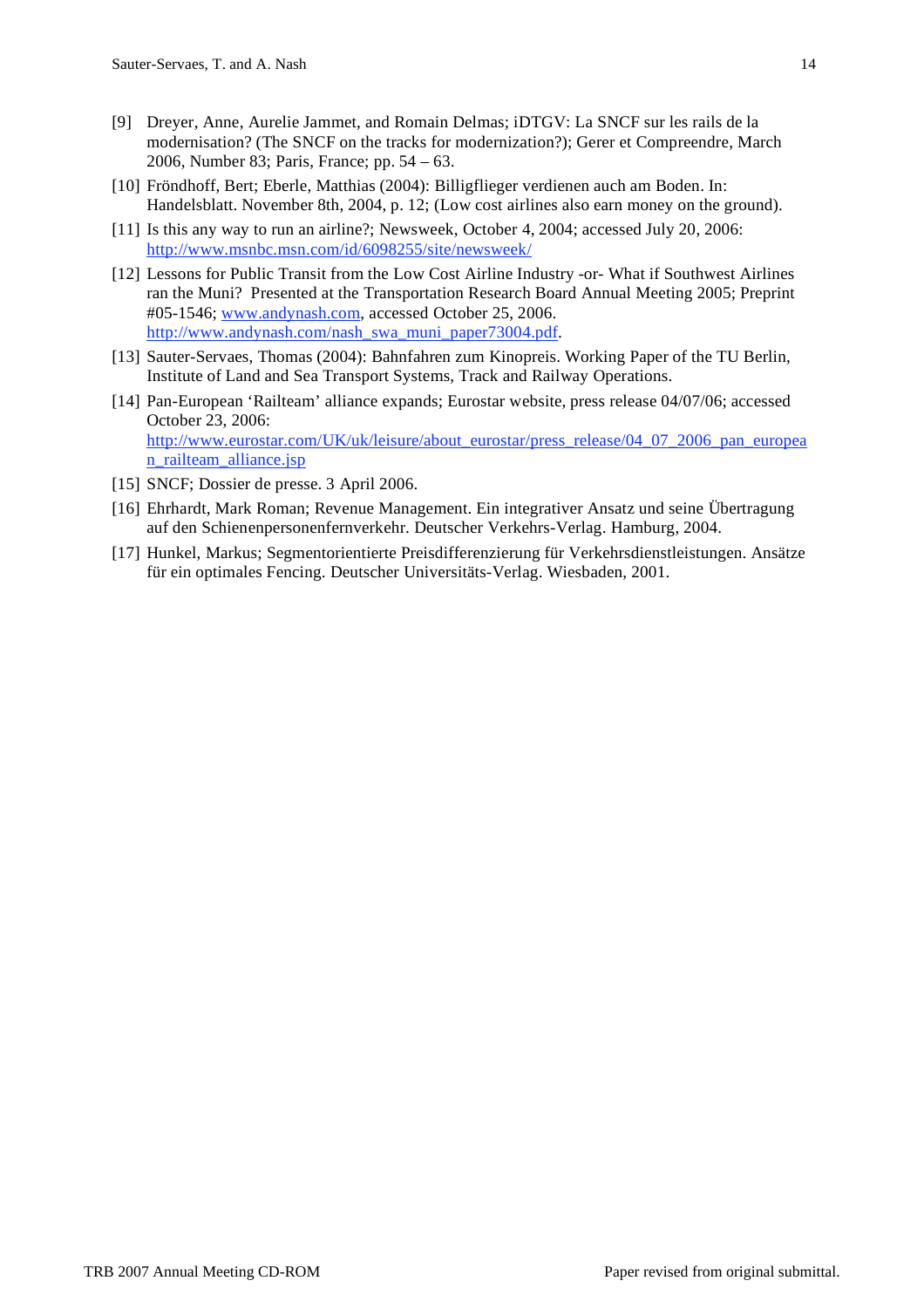[9] Dreyer, Anne, Aurelie Jammet, and Romain Delmas; iDTGV: La SNCF sur les rails de la modernisation? (The SNCF on the tracks for modernization?); Gerer et Compreendre, March 2006, Number 83; Paris, France; pp. 54 – 63.

[10] Fröndhoff, Bert; Eberle, Matthias (2004): Billigflieger verdienen auch am Boden. In: Handelsblatt. November 8th, 2004, p. 12; (Low cost airlines also earn money on the ground).

[11] Is this any way to run an airline?; Newsweek, October 4, 2004; accessed July 20, 2006: http://www.msnbc.msn.com/id/6098255/site/newsweek/

[12] Lessons for Public Transit from the Low Cost Airline Industry -or- What if Southwest Airlines ran the Muni? Presented at the Transportation Research Board Annual Meeting 2005; Preprint #05-1546; www.andynash.com, accessed October 25, 2006. http://www.andynash.com/nash_swa_muni_paper73004.pdf.

[13] Sauter-Servaes, Thomas (2004): Bahnfahren zum Kinopreis. Working Paper of the TU Berlin, Institute of Land and Sea Transport Systems, Track and Railway Operations.

[14] Pan-European 'Railteam' alliance expands; Eurostar website, press release 04/07/06; accessed October 23, 2006: http://www.eurostar.com/UK/uk/leisure/about_eurostar/press_release/04_07_2006_pan_european_railteam_alliance.jsp

[15] SNCF; Dossier de presse. 3 April 2006.

[16] Ehrhardt, Mark Roman; Revenue Management. Ein integrativer Ansatz und seine Übertragung auf den Schienenpersonenfernverkehr. Deutscher Verkehrs-Verlag. Hamburg, 2004.

[17] Hunkel, Markus; Segmentorientierte Preisdifferenzierung für Verkehrsdienstleistungen. Ansätze für ein optimales Fencing. Deutscher Universitäts-Verlag. Wiesbaden, 2001.